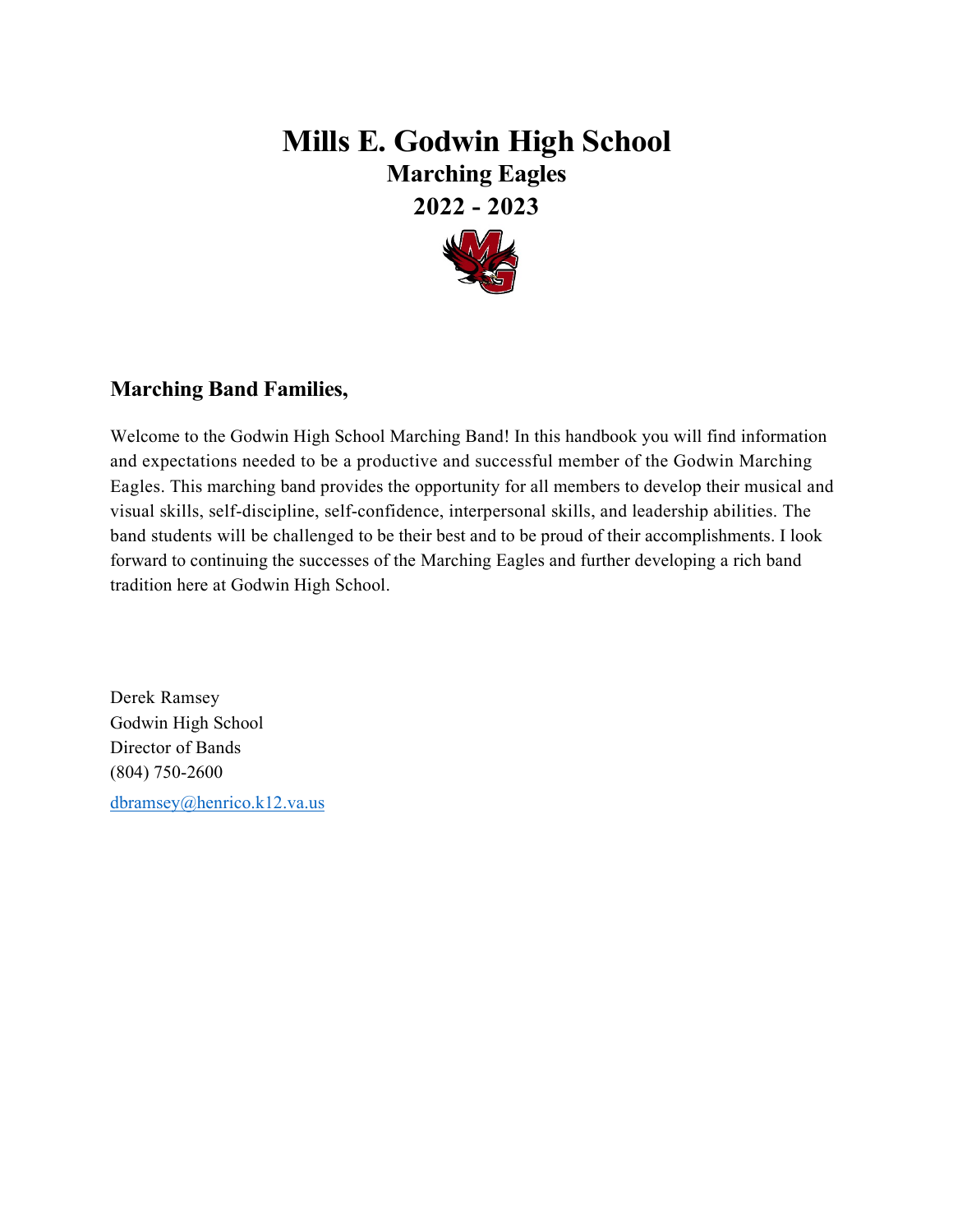# Mills E. Godwin High School

## Marching Eagles

## 2022 - 2023

### Marching Band Families,

Welcome to the Godwin High School Marching Band! In this handbook you will find information and expectations needed to be a productive and successful member of the Godwin Marching Eagles. This marching band provides the opportunity for all members to develop their musical and visual skills, self-discipline, self-confidence, interpersonal skills, and leadership abilities. The band students will be challenged to be their best and to be proud of their accomplishments. I look forward to continuing the successes of the Marching Eagles and further developing a rich band tradition here at Godwin High School.

Derek Ramsey
Godwin High School
Director of Bands
(804) 750-2600
dbramsey@henrico.k12.va.us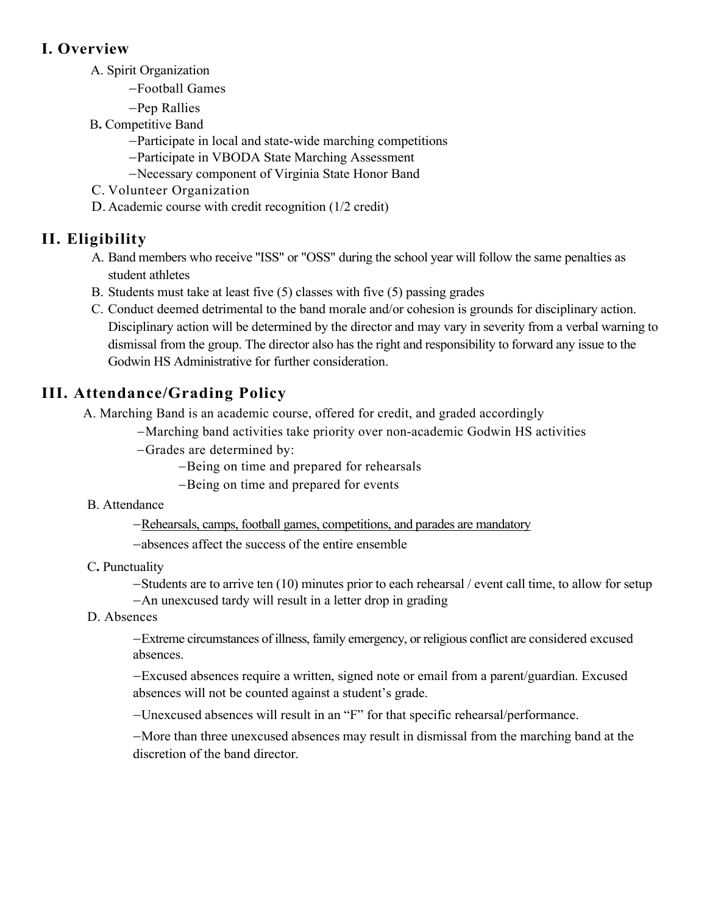## I. Overview

A. Spirit Organization

- Football Games
- Pep Rallies

B. Competitive Band

- Participate in local and state-wide marching competitions
- Participate in VBODA State Marching Assessment
- Necessary component of Virginia State Honor Band

C. Volunteer Organization

D. Academic course with credit recognition (1/2 credit)

## II. Eligibility

A. Band members who receive "ISS" or "OSS" during the school year will follow the same penalties as student athletes

B. Students must take at least five (5) classes with five (5) passing grades

C. Conduct deemed detrimental to the band morale and/or cohesion is grounds for disciplinary action. Disciplinary action will be determined by the director and may vary in severity from a verbal warning to dismissal from the group. The director also has the right and responsibility to forward any issue to the Godwin HS Administrative for further consideration.

## III. Attendance/Grading Policy

A. Marching Band is an academic course, offered for credit, and graded accordingly

- Marching band activities take priority over non-academic Godwin HS activities
- Grades are determined by:
  - Being on time and prepared for rehearsals
  - Being on time and prepared for events

B. Attendance

- <u>Rehearsals, camps, football games, competitions, and parades are mandatory</u>
- absences affect the success of the entire ensemble

C. Punctuality

- Students are to arrive ten (10) minutes prior to each rehearsal / event call time, to allow for setup
- An unexcused tardy will result in a letter drop in grading

D. Absences

- Extreme circumstances of illness, family emergency, or religious conflict are considered excused absences.
- Excused absences require a written, signed note or email from a parent/guardian. Excused absences will not be counted against a student's grade.
- Unexcused absences will result in an "F" for that specific rehearsal/performance.
- More than three unexcused absences may result in dismissal from the marching band at the discretion of the band director.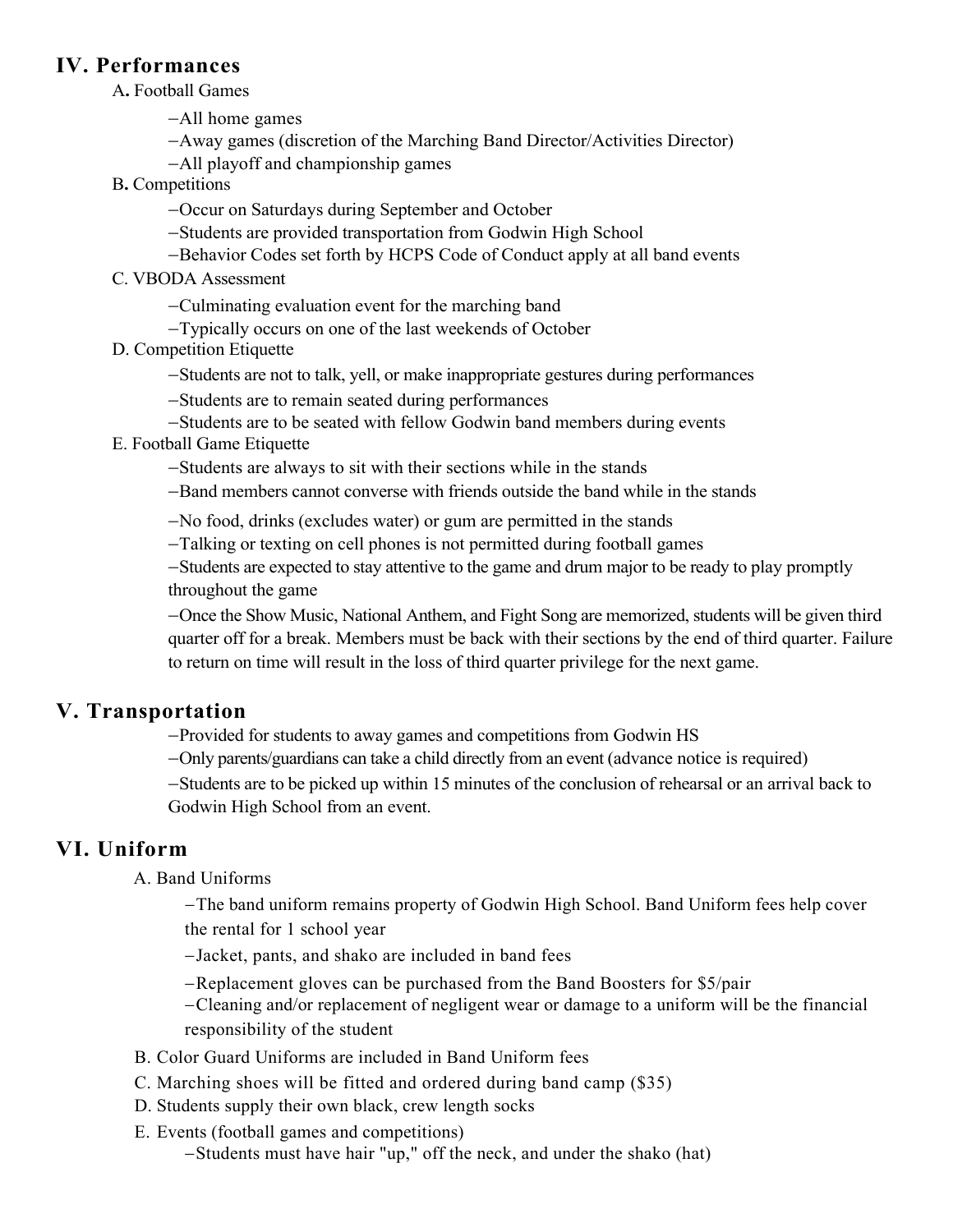## IV. Performances

A. Football Games

- All home games
- Away games (discretion of the Marching Band Director/Activities Director)
- All playoff and championship games

B. Competitions

- Occur on Saturdays during September and October
- Students are provided transportation from Godwin High School
- Behavior Codes set forth by HCPS Code of Conduct apply at all band events

C. VBODA Assessment

- Culminating evaluation event for the marching band
- Typically occurs on one of the last weekends of October

D. Competition Etiquette

- Students are not to talk, yell, or make inappropriate gestures during performances
- Students are to remain seated during performances
- Students are to be seated with fellow Godwin band members during events

E. Football Game Etiquette

- Students are always to sit with their sections while in the stands
- Band members cannot converse with friends outside the band while in the stands
- No food, drinks (excludes water) or gum are permitted in the stands
- Talking or texting on cell phones is not permitted during football games
- Students are expected to stay attentive to the game and drum major to be ready to play promptly throughout the game
- Once the Show Music, National Anthem, and Fight Song are memorized, students will be given third quarter off for a break. Members must be back with their sections by the end of third quarter. Failure to return on time will result in the loss of third quarter privilege for the next game.

## V. Transportation

- Provided for students to away games and competitions from Godwin HS
- Only parents/guardians can take a child directly from an event (advance notice is required)
- Students are to be picked up within 15 minutes of the conclusion of rehearsal or an arrival back to Godwin High School from an event.

## VI. Uniform

A. Band Uniforms

- The band uniform remains property of Godwin High School. Band Uniform fees help cover the rental for 1 school year
- Jacket, pants, and shako are included in band fees
- Replacement gloves can be purchased from the Band Boosters for $5/pair
- Cleaning and/or replacement of negligent wear or damage to a uniform will be the financial responsibility of the student

B. Color Guard Uniforms are included in Band Uniform fees

C. Marching shoes will be fitted and ordered during band camp ($35)

D. Students supply their own black, crew length socks

E. Events (football games and competitions)

- Students must have hair "up," off the neck, and under the shako (hat)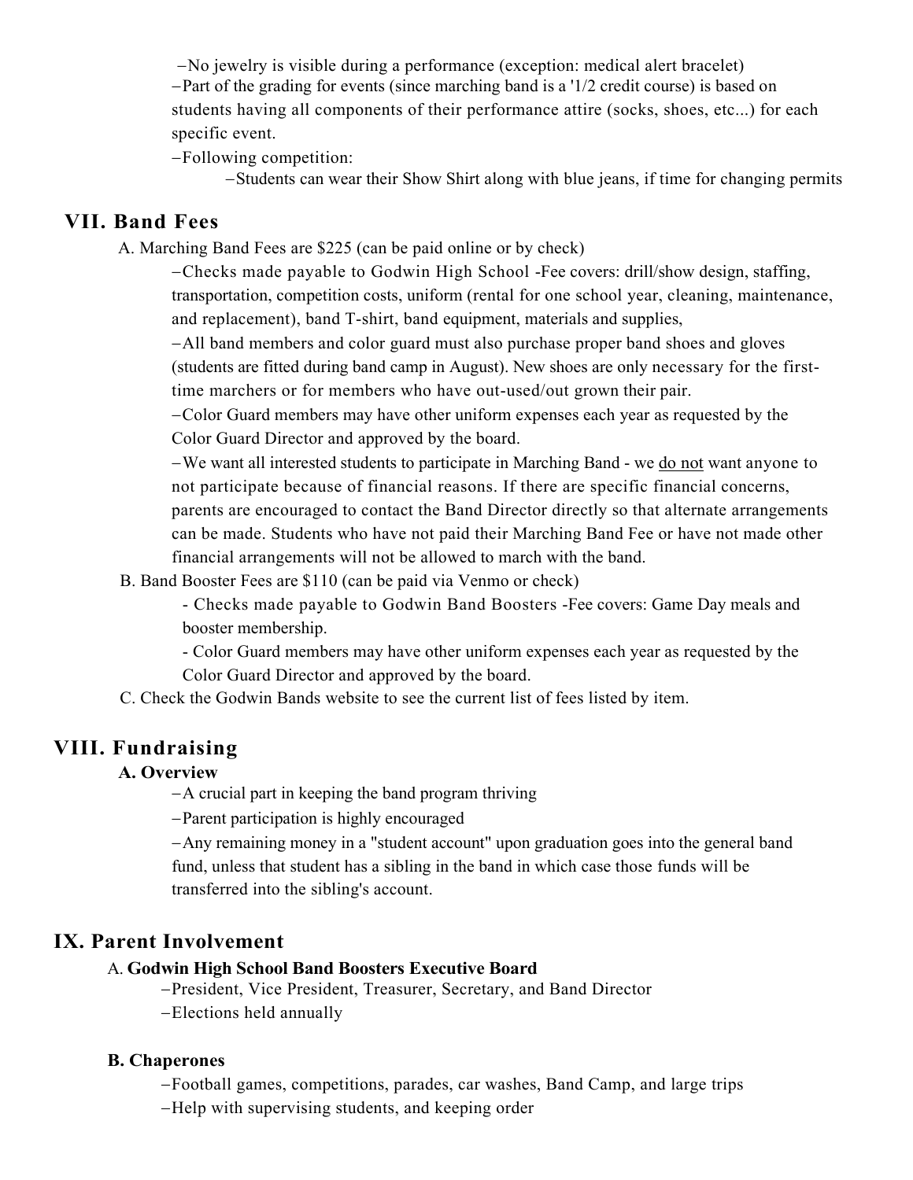–No jewelry is visible during a performance (exception: medical alert bracelet)

–Part of the grading for events (since marching band is a '1/2 credit course) is based on students having all components of their performance attire (socks, shoes, etc...) for each specific event.

–Following competition:

–Students can wear their Show Shirt along with blue jeans, if time for changing permits

## VII. Band Fees

A. Marching Band Fees are $225 (can be paid online or by check)

–Checks made payable to Godwin High School -Fee covers: drill/show design, staffing, transportation, competition costs, uniform (rental for one school year, cleaning, maintenance, and replacement), band T-shirt, band equipment, materials and supplies,

–All band members and color guard must also purchase proper band shoes and gloves (students are fitted during band camp in August). New shoes are only necessary for the first-time marchers or for members who have out-used/out grown their pair.

–Color Guard members may have other uniform expenses each year as requested by the Color Guard Director and approved by the board.

–We want all interested students to participate in Marching Band - we <u>do not</u> want anyone to not participate because of financial reasons. If there are specific financial concerns, parents are encouraged to contact the Band Director directly so that alternate arrangements can be made. Students who have not paid their Marching Band Fee or have not made other financial arrangements will not be allowed to march with the band.

B. Band Booster Fees are $110 (can be paid via Venmo or check)

- Checks made payable to Godwin Band Boosters -Fee covers: Game Day meals and booster membership.
- Color Guard members may have other uniform expenses each year as requested by the Color Guard Director and approved by the board.

C. Check the Godwin Bands website to see the current list of fees listed by item.

## VIII. Fundraising

**A. Overview**

–A crucial part in keeping the band program thriving

–Parent participation is highly encouraged

–Any remaining money in a "student account" upon graduation goes into the general band fund, unless that student has a sibling in the band in which case those funds will be transferred into the sibling's account.

## IX. Parent Involvement

A. **Godwin High School Band Boosters Executive Board**

–President, Vice President, Treasurer, Secretary, and Band Director

–Elections held annually

**B. Chaperones**

–Football games, competitions, parades, car washes, Band Camp, and large trips

–Help with supervising students, and keeping order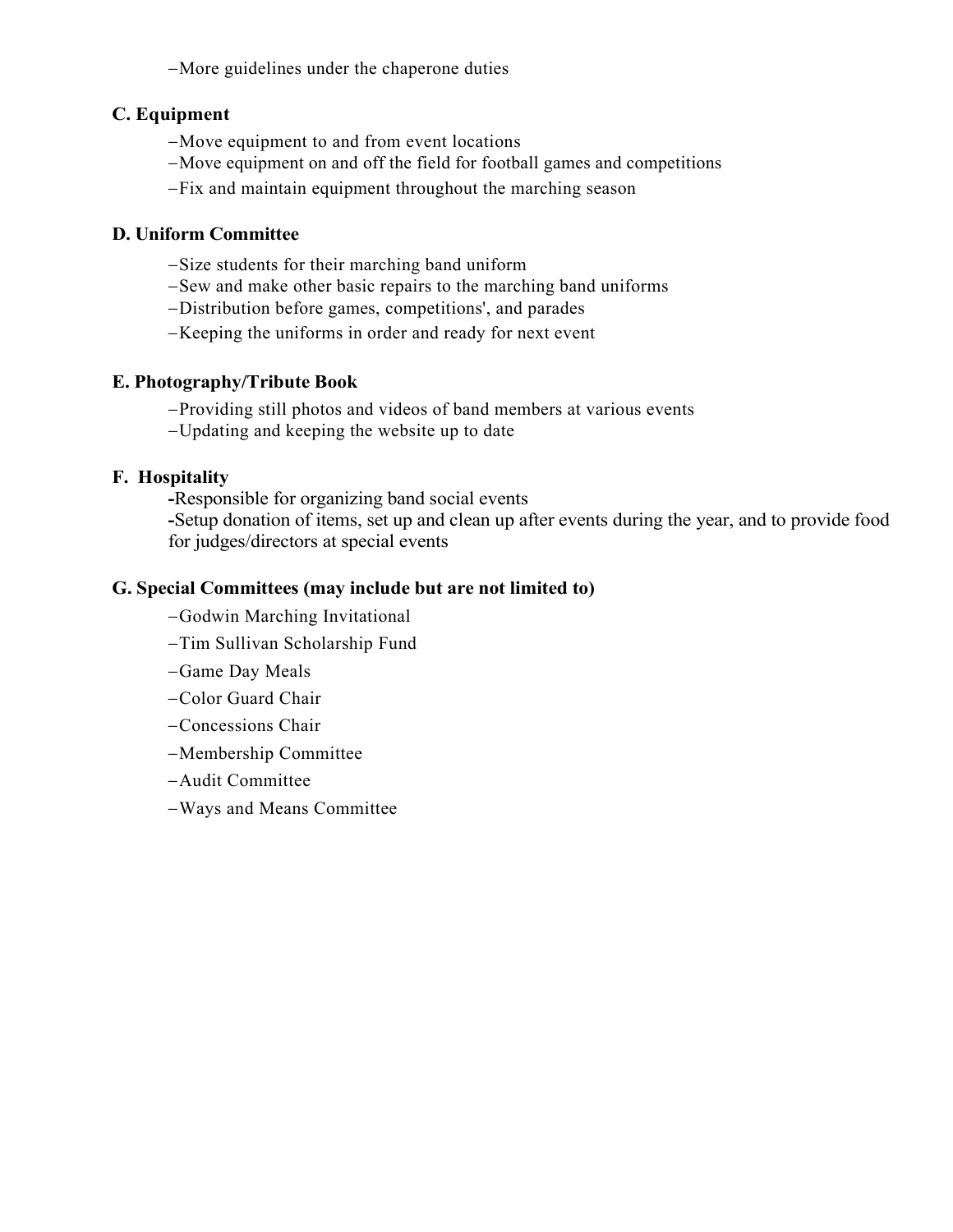–More guidelines under the chaperone duties

**C. Equipment**

- –Move equipment to and from event locations
- –Move equipment on and off the field for football games and competitions
- –Fix and maintain equipment throughout the marching season

**D. Uniform Committee**

- –Size students for their marching band uniform
- –Sew and make other basic repairs to the marching band uniforms
- –Distribution before games, competitions', and parades
- –Keeping the uniforms in order and ready for next event

**E. Photography/Tribute Book**

- –Providing still photos and videos of band members at various events
- –Updating and keeping the website up to date

**F. Hospitality**

- -Responsible for organizing band social events
- -Setup donation of items, set up and clean up after events during the year, and to provide food for judges/directors at special events

**G. Special Committees (may include but are not limited to)**

- –Godwin Marching Invitational
- –Tim Sullivan Scholarship Fund
- –Game Day Meals
- –Color Guard Chair
- –Concessions Chair
- –Membership Committee
- –Audit Committee
- –Ways and Means Committee